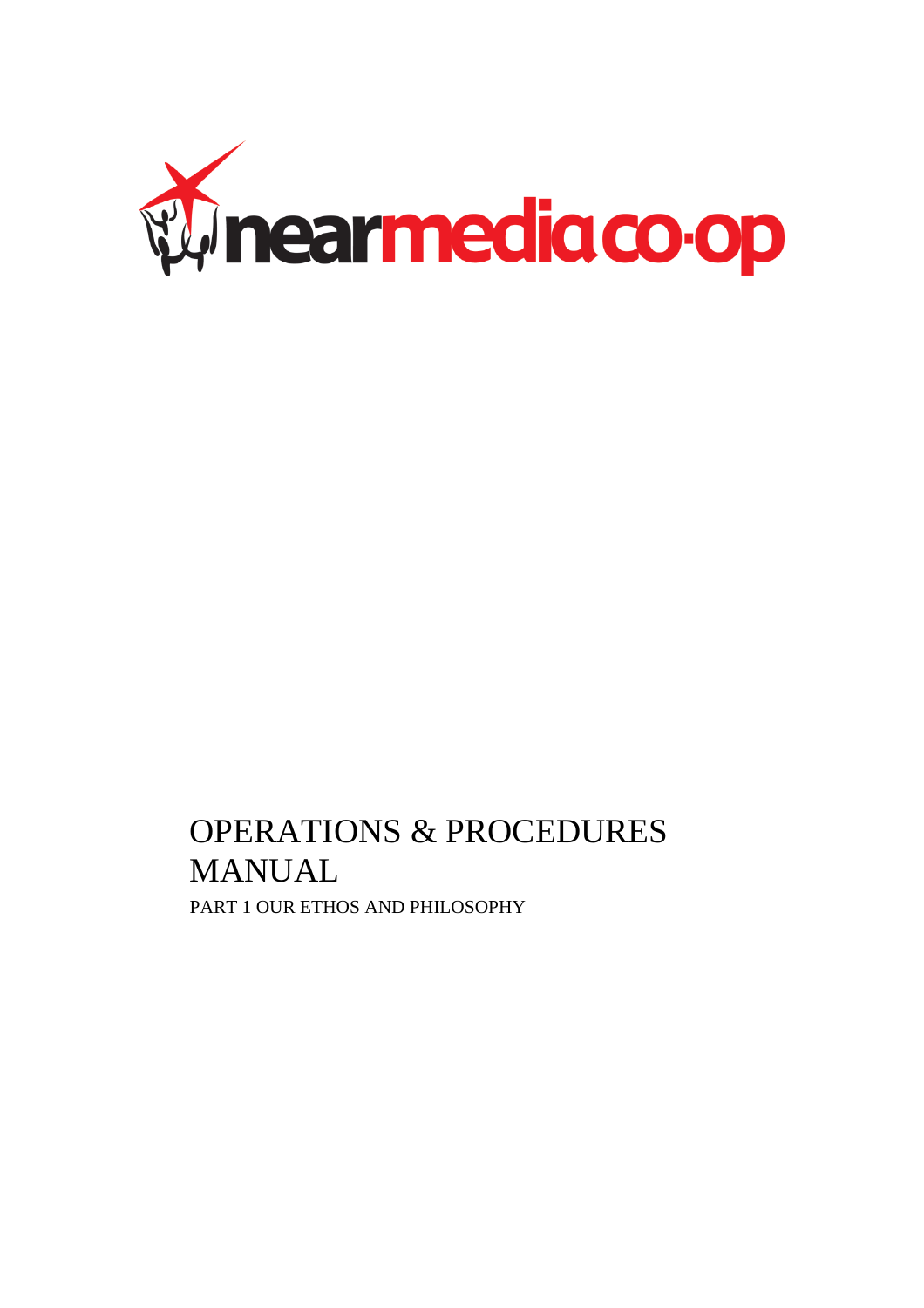nearmedia co-op

# OPERATIONS & PROCEDURES MANUAL

PART 1 OUR ETHOS AND PHILOSOPHY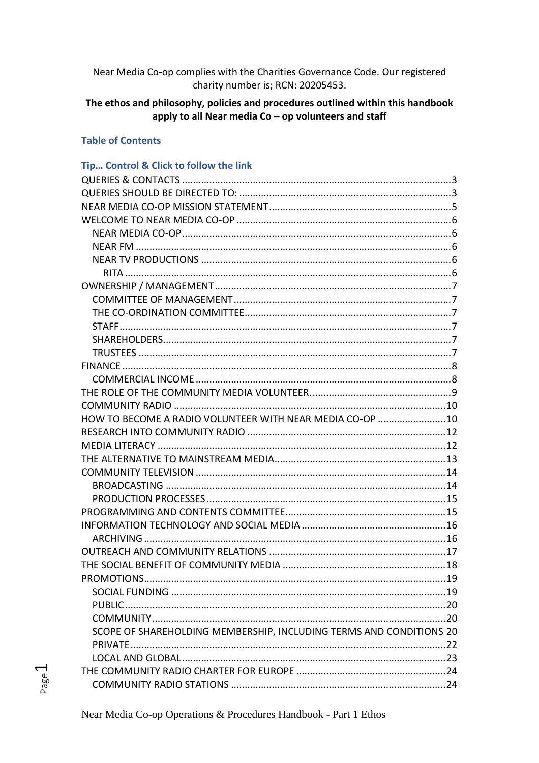Near Media Co-op complies with the Charities Governance Code. Our registered charity number is; RCN: 20205453.

**The ethos and philosophy, policies and procedures outlined within this handbook apply to all Near media Co – op volunteers and staff**

## Table of Contents

### Tip… Control & Click to follow the link

- QUERIES & CONTACTS ....3
- QUERIES SHOULD BE DIRECTED TO: ....3
- NEAR MEDIA CO-OP MISSION STATEMENT ....5
- WELCOME TO NEAR MEDIA CO-OP ....6
  - NEAR MEDIA CO-OP ....6
  - NEAR FM ....6
  - NEAR TV PRODUCTIONS ....6
    - RITA ....6
- OWNERSHIP / MANAGEMENT ....7
  - COMMITTEE OF MANAGEMENT ....7
  - THE CO-ORDINATION COMMITTEE ....7
  - STAFF ....7
  - SHAREHOLDERS ....7
  - TRUSTEES ....7
- FINANCE ....8
  - COMMERCIAL INCOME ....8
- THE ROLE OF THE COMMUNITY MEDIA VOLUNTEER. ....9
- COMMUNITY RADIO ....10
- HOW TO BECOME A RADIO VOLUNTEER WITH NEAR MEDIA CO-OP ....10
- RESEARCH INTO COMMUNITY RADIO ....12
- MEDIA LITERACY ....12
- THE ALTERNATIVE TO MAINSTREAM MEDIA ....13
- COMMUNITY TELEVISION ....14
  - BROADCASTING ....14
  - PRODUCTION PROCESSES ....15
- PROGRAMMING AND CONTENTS COMMITTEE ....15
- INFORMATION TECHNOLOGY AND SOCIAL MEDIA ....16
  - ARCHIVING ....16
- OUTREACH AND COMMUNITY RELATIONS ....17
- THE SOCIAL BENEFIT OF COMMUNITY MEDIA ....18
- PROMOTIONS ....19
  - SOCIAL FUNDING ....19
  - PUBLIC ....20
  - COMMUNITY ....20
  - SCOPE OF SHAREHOLDING MEMBERSHIP, INCLUDING TERMS AND CONDITIONS 20
  - PRIVATE ....22
  - LOCAL AND GLOBAL ....23
- THE COMMUNITY RADIO CHARTER FOR EUROPE ....24
  - COMMUNITY RADIO STATIONS ....24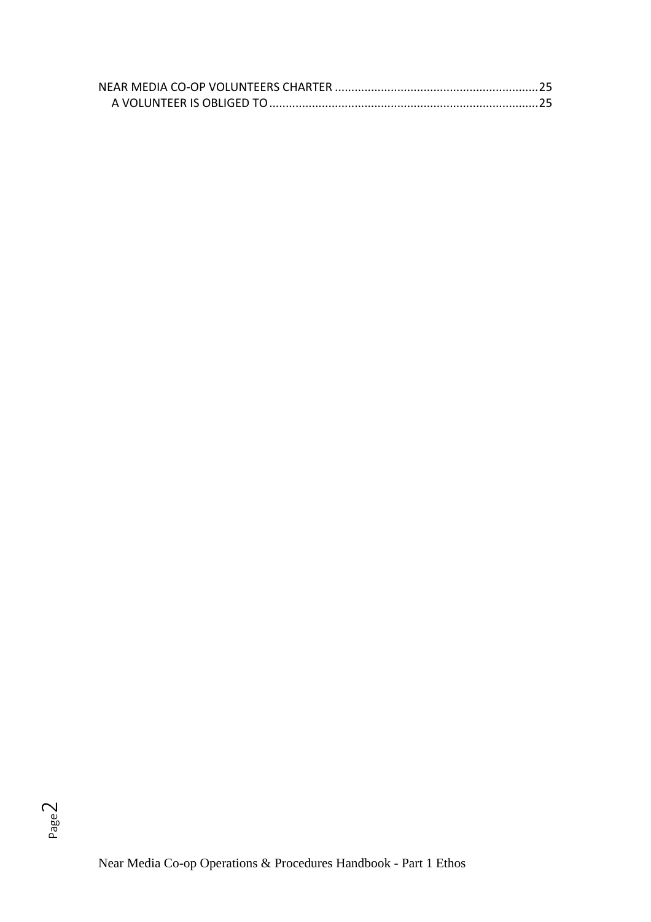NEAR MEDIA CO-OP VOLUNTEERS CHARTER ............................................................ 25

A VOLUNTEER IS OBLIGED TO .................................................................................. 25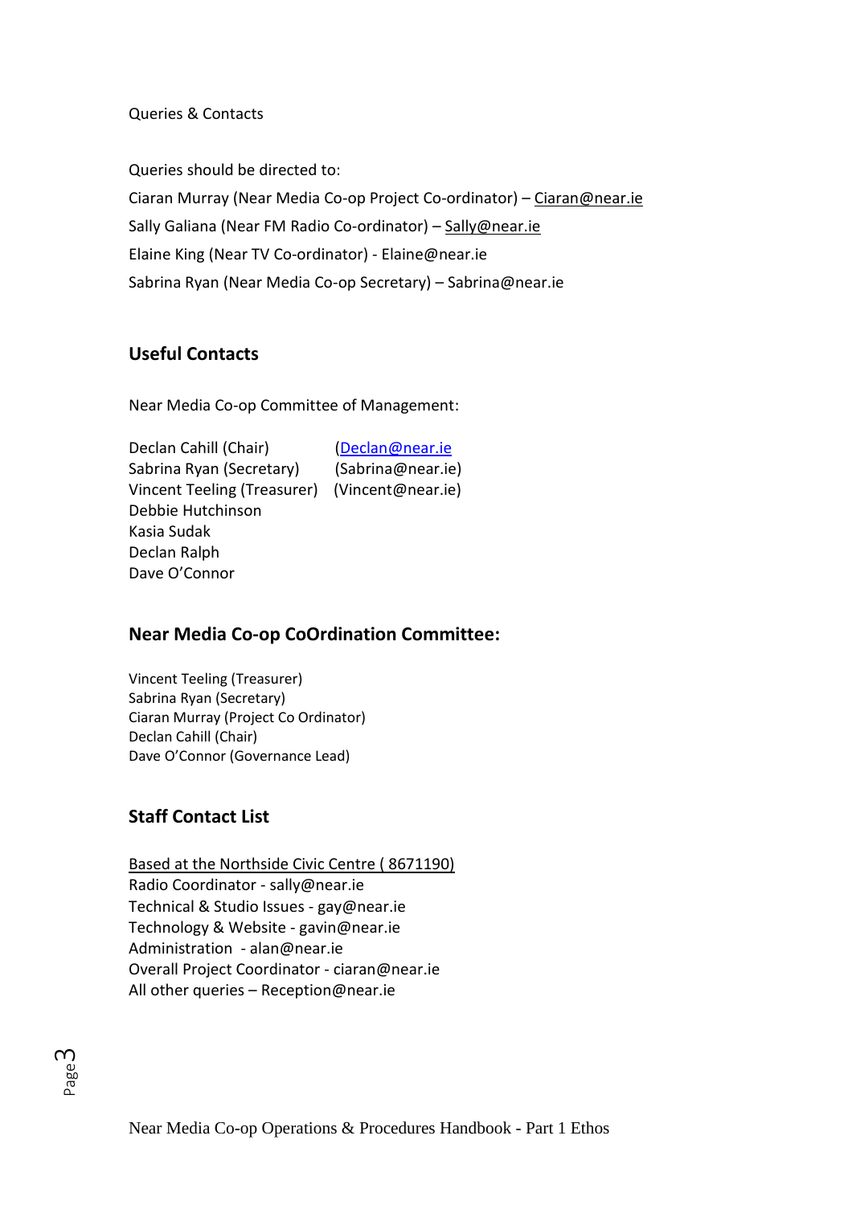Queries & Contacts

Queries should be directed to:
Ciaran Murray (Near Media Co-op Project Co-ordinator) – Ciaran@near.ie
Sally Galiana (Near FM Radio Co-ordinator) – Sally@near.ie
Elaine King (Near TV Co-ordinator) - Elaine@near.ie
Sabrina Ryan (Near Media Co-op Secretary) – Sabrina@near.ie

## Useful Contacts

Near Media Co-op Committee of Management:

Declan Cahill (Chair) (Declan@near.ie
Sabrina Ryan (Secretary) (Sabrina@near.ie)
Vincent Teeling (Treasurer) (Vincent@near.ie)
Debbie Hutchinson
Kasia Sudak
Declan Ralph
Dave O'Connor

## Near Media Co-op CoOrdination Committee:

Vincent Teeling (Treasurer)
Sabrina Ryan (Secretary)
Ciaran Murray (Project Co Ordinator)
Declan Cahill (Chair)
Dave O'Connor (Governance Lead)

## Staff Contact List

Based at the Northside Civic Centre ( 8671190)
Radio Coordinator - sally@near.ie
Technical & Studio Issues - gay@near.ie
Technology & Website - gavin@near.ie
Administration - alan@near.ie
Overall Project Coordinator - ciaran@near.ie
All other queries – Reception@near.ie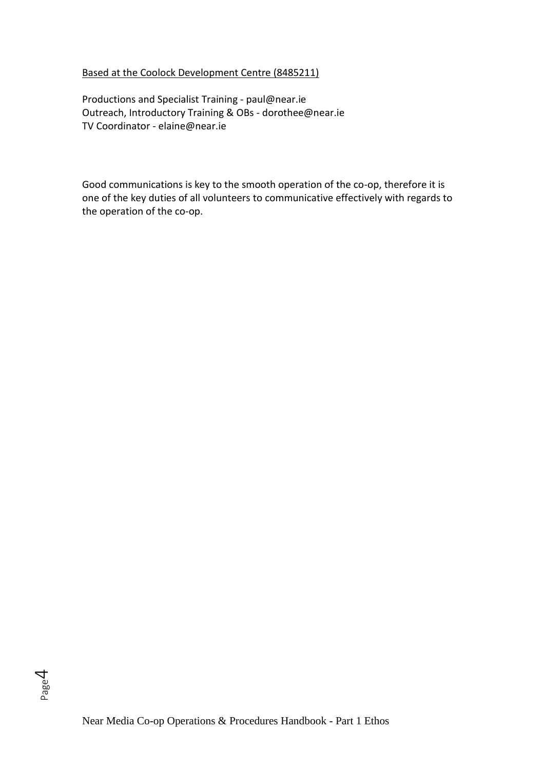<u>Based at the Coolock Development Centre (8485211)</u>

Productions and Specialist Training - paul@near.ie
Outreach, Introductory Training & OBs - dorothee@near.ie
TV Coordinator - elaine@near.ie

Good communications is key to the smooth operation of the co-op, therefore it is one of the key duties of all volunteers to communicative effectively with regards to the operation of the co-op.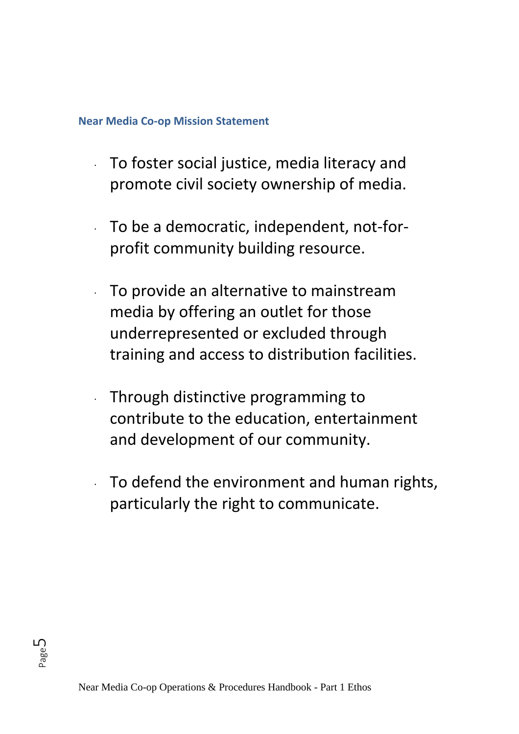## Near Media Co-op Mission Statement

- To foster social justice, media literacy and promote civil society ownership of media.

- To be a democratic, independent, not-for-profit community building resource.

- To provide an alternative to mainstream media by offering an outlet for those underrepresented or excluded through training and access to distribution facilities.

- Through distinctive programming to contribute to the education, entertainment and development of our community.

- To defend the environment and human rights, particularly the right to communicate.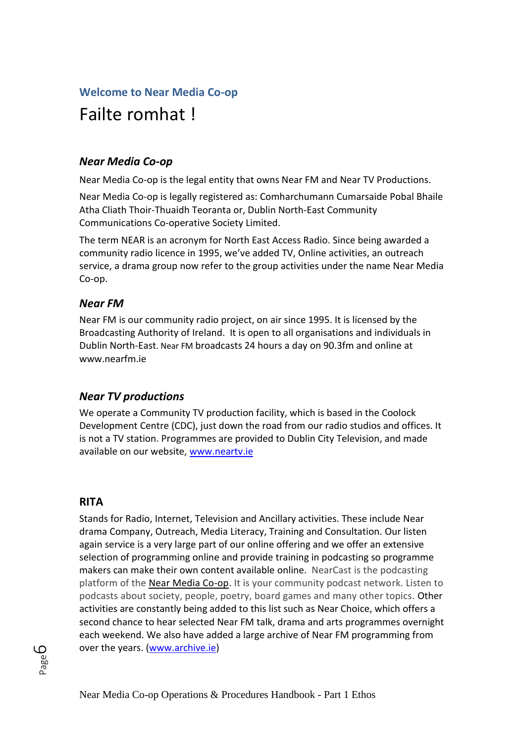## Welcome to Near Media Co-op

# Failte romhat !

### *Near Media Co-op*

Near Media Co-op is the legal entity that owns Near FM and Near TV Productions.

Near Media Co-op is legally registered as: Comharchumann Cumarsaide Pobal Bhaile Atha Cliath Thoir-Thuaidh Teoranta or, Dublin North-East Community Communications Co-operative Society Limited.

The term NEAR is an acronym for North East Access Radio. Since being awarded a community radio licence in 1995, we've added TV, Online activities, an outreach service, a drama group now refer to the group activities under the name Near Media Co-op.

### *Near FM*

Near FM is our community radio project, on air since 1995. It is licensed by the Broadcasting Authority of Ireland. It is open to all organisations and individuals in Dublin North-East. Near FM broadcasts 24 hours a day on 90.3fm and online at www.nearfm.ie

### *Near TV productions*

We operate a Community TV production facility, which is based in the Coolock Development Centre (CDC), just down the road from our radio studios and offices. It is not a TV station. Programmes are provided to Dublin City Television, and made available on our website, [www.neartv.ie](www.neartv.ie)

### RITA

Stands for Radio, Internet, Television and Ancillary activities. These include Near drama Company, Outreach, Media Literacy, Training and Consultation. Our listen again service is a very large part of our online offering and we offer an extensive selection of programming online and provide training in podcasting so programme makers can make their own content available online. NearCast is the podcasting platform of the Near Media Co-op. It is your community podcast network. Listen to podcasts about society, people, poetry, board games and many other topics. Other activities are constantly being added to this list such as Near Choice, which offers a second chance to hear selected Near FM talk, drama and arts programmes overnight each weekend. We also have added a large archive of Near FM programming from over the years. ([www.archive.ie](www.archive.ie))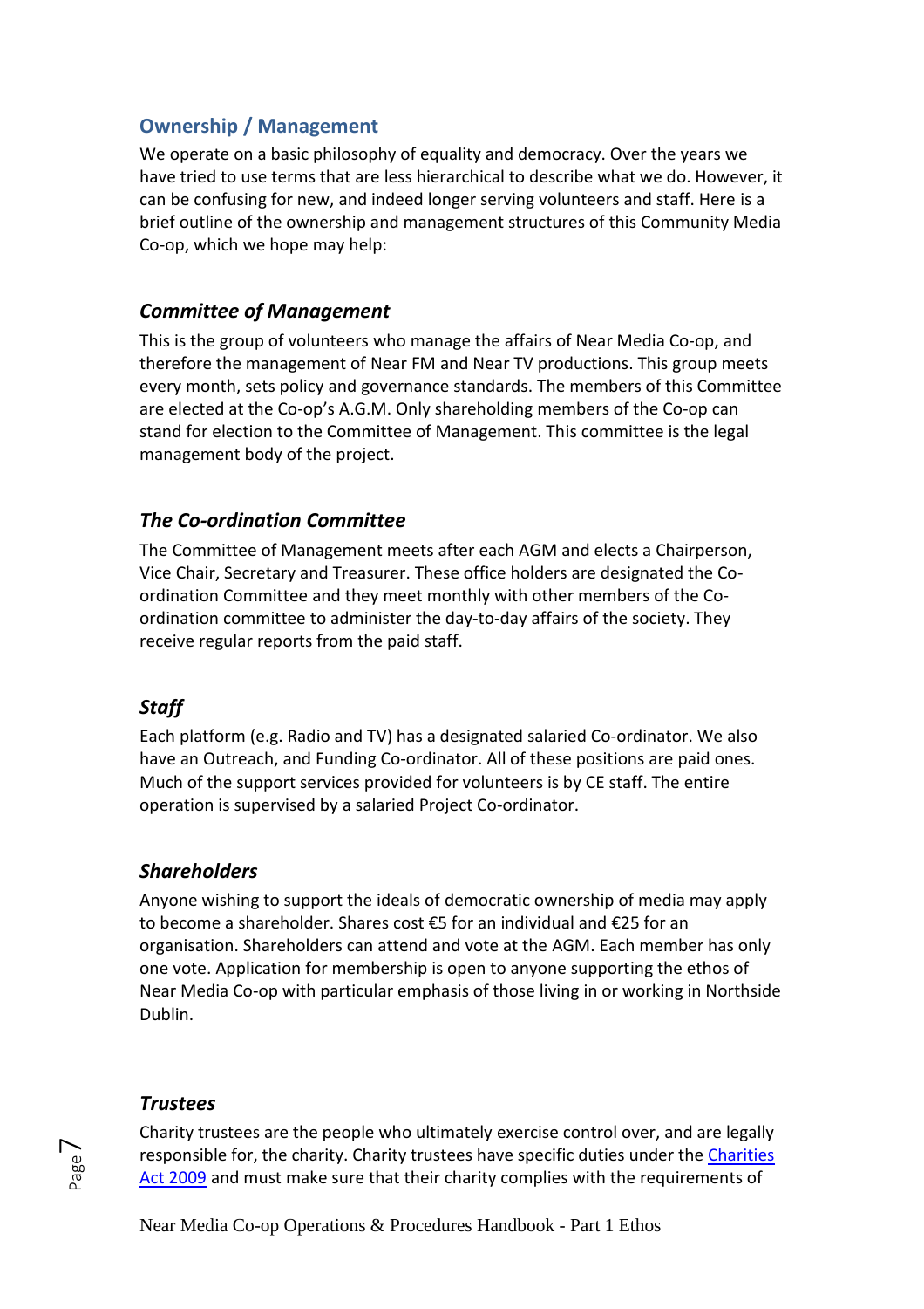## Ownership / Management

We operate on a basic philosophy of equality and democracy. Over the years we have tried to use terms that are less hierarchical to describe what we do. However, it can be confusing for new, and indeed longer serving volunteers and staff. Here is a brief outline of the ownership and management structures of this Community Media Co-op, which we hope may help:

### *Committee of Management*

This is the group of volunteers who manage the affairs of Near Media Co-op, and therefore the management of Near FM and Near TV productions. This group meets every month, sets policy and governance standards. The members of this Committee are elected at the Co-op's A.G.M. Only shareholding members of the Co-op can stand for election to the Committee of Management. This committee is the legal management body of the project.

### *The Co-ordination Committee*

The Committee of Management meets after each AGM and elects a Chairperson, Vice Chair, Secretary and Treasurer. These office holders are designated the Co-ordination Committee and they meet monthly with other members of the Co-ordination committee to administer the day-to-day affairs of the society. They receive regular reports from the paid staff.

### *Staff*

Each platform (e.g. Radio and TV) has a designated salaried Co-ordinator. We also have an Outreach, and Funding Co-ordinator. All of these positions are paid ones. Much of the support services provided for volunteers is by CE staff. The entire operation is supervised by a salaried Project Co-ordinator.

### *Shareholders*

Anyone wishing to support the ideals of democratic ownership of media may apply to become a shareholder. Shares cost €5 for an individual and €25 for an organisation. Shareholders can attend and vote at the AGM. Each member has only one vote. Application for membership is open to anyone supporting the ethos of Near Media Co-op with particular emphasis of those living in or working in Northside Dublin.

### *Trustees*

Charity trustees are the people who ultimately exercise control over, and are legally responsible for, the charity. Charity trustees have specific duties under the [Charities Act 2009] and must make sure that their charity complies with the requirements of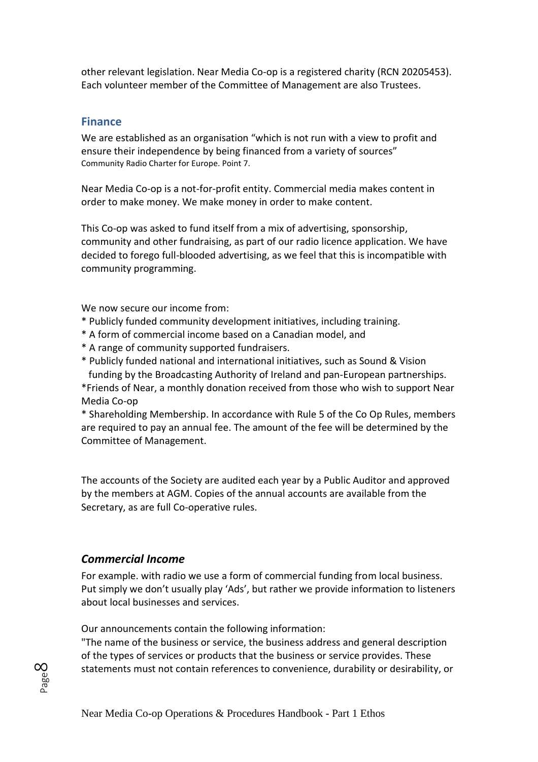other relevant legislation. Near Media Co-op is a registered charity (RCN 20205453). Each volunteer member of the Committee of Management are also Trustees.

## Finance

We are established as an organisation "which is not run with a view to profit and ensure their independence by being financed from a variety of sources"
Community Radio Charter for Europe. Point 7.

Near Media Co-op is a not-for-profit entity. Commercial media makes content in order to make money. We make money in order to make content.

This Co-op was asked to fund itself from a mix of advertising, sponsorship, community and other fundraising, as part of our radio licence application. We have decided to forego full-blooded advertising, as we feel that this is incompatible with community programming.

We now secure our income from:

* Publicly funded community development initiatives, including training.
* A form of commercial income based on a Canadian model, and
* A range of community supported fundraisers.
* Publicly funded national and international initiatives, such as Sound & Vision funding by the Broadcasting Authority of Ireland and pan-European partnerships.
* Friends of Near, a monthly donation received from those who wish to support Near Media Co-op
* Shareholding Membership. In accordance with Rule 5 of the Co Op Rules, members are required to pay an annual fee. The amount of the fee will be determined by the Committee of Management.

The accounts of the Society are audited each year by a Public Auditor and approved by the members at AGM. Copies of the annual accounts are available from the Secretary, as are full Co-operative rules.

### *Commercial Income*

For example. with radio we use a form of commercial funding from local business. Put simply we don't usually play 'Ads', but rather we provide information to listeners about local businesses and services.

Our announcements contain the following information:
"The name of the business or service, the business address and general description of the types of services or products that the business or service provides. These statements must not contain references to convenience, durability or desirability, or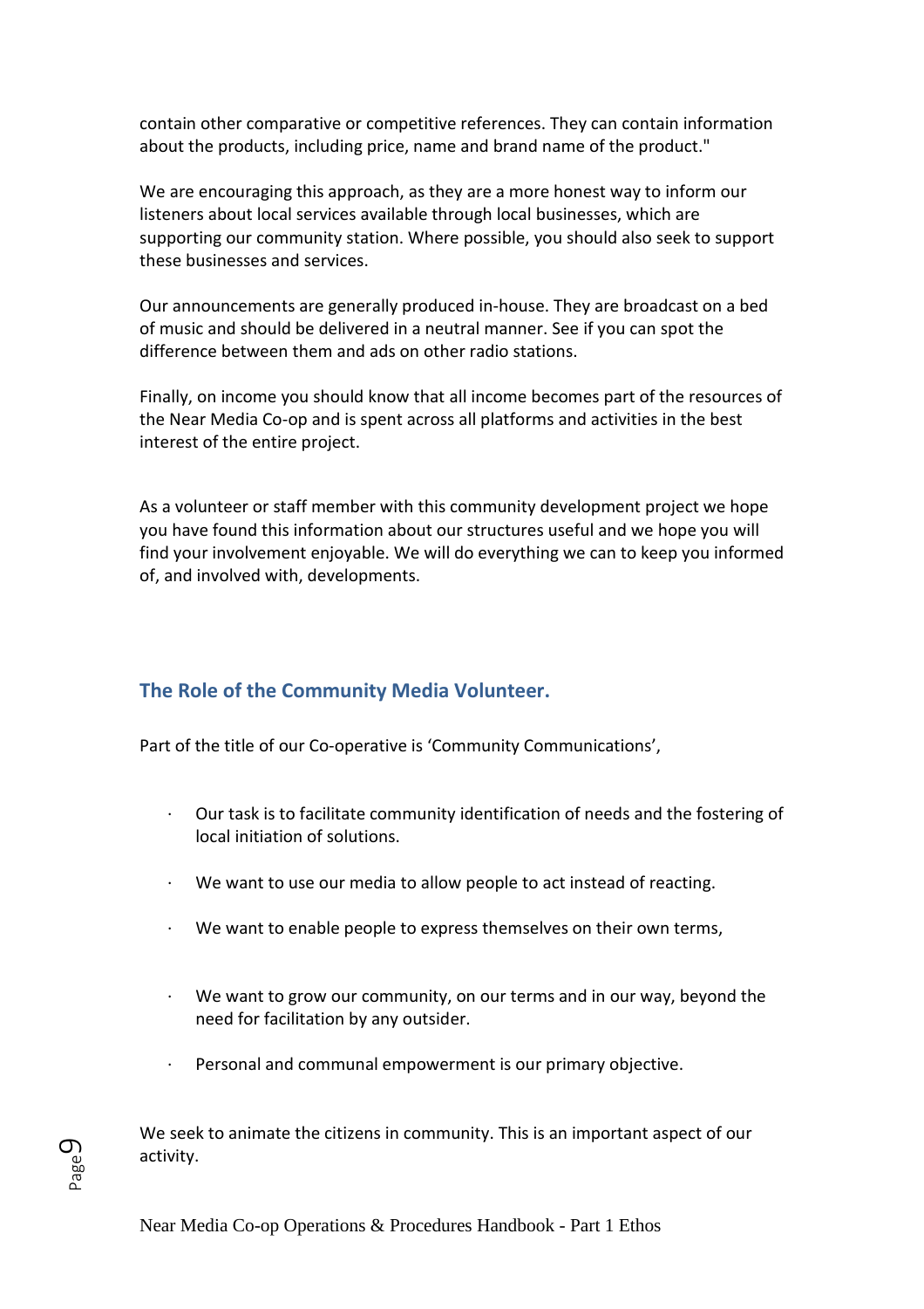contain other comparative or competitive references. They can contain information about the products, including price, name and brand name of the product."

We are encouraging this approach, as they are a more honest way to inform our listeners about local services available through local businesses, which are supporting our community station. Where possible, you should also seek to support these businesses and services.

Our announcements are generally produced in-house. They are broadcast on a bed of music and should be delivered in a neutral manner. See if you can spot the difference between them and ads on other radio stations.

Finally, on income you should know that all income becomes part of the resources of the Near Media Co-op and is spent across all platforms and activities in the best interest of the entire project.

As a volunteer or staff member with this community development project we hope you have found this information about our structures useful and we hope you will find your involvement enjoyable. We will do everything we can to keep you informed of, and involved with, developments.

## The Role of the Community Media Volunteer.

Part of the title of our Co-operative is 'Community Communications',

- Our task is to facilitate community identification of needs and the fostering of local initiation of solutions.
- We want to use our media to allow people to act instead of reacting.
- We want to enable people to express themselves on their own terms,
- We want to grow our community, on our terms and in our way, beyond the need for facilitation by any outsider.
- Personal and communal empowerment is our primary objective.

We seek to animate the citizens in community. This is an important aspect of our activity.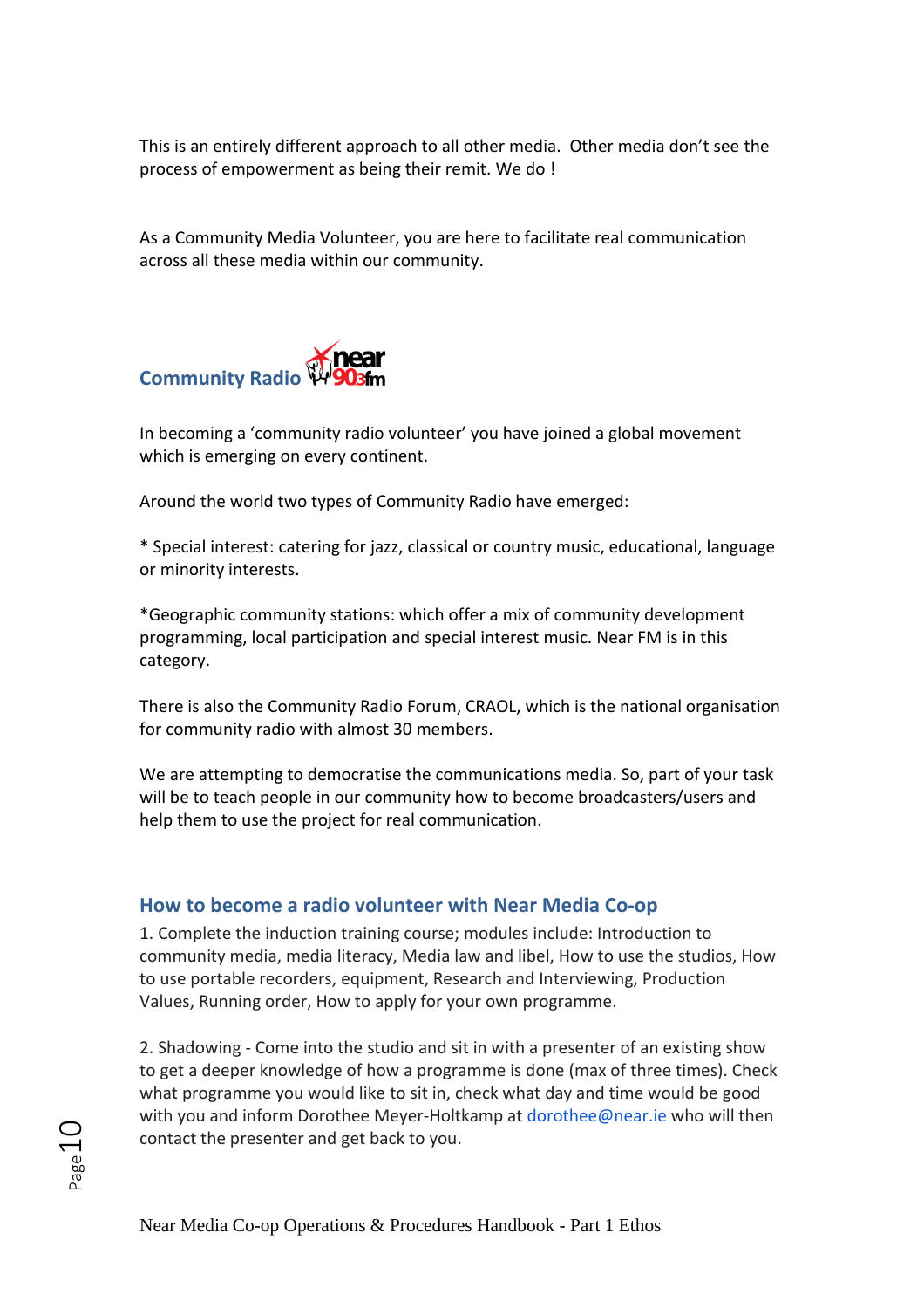This is an entirely different approach to all other media. Other media don't see the process of empowerment as being their remit. We do !

As a Community Media Volunteer, you are here to facilitate real communication across all these media within our community.

## Community Radio

In becoming a 'community radio volunteer' you have joined a global movement which is emerging on every continent.

Around the world two types of Community Radio have emerged:

* Special interest: catering for jazz, classical or country music, educational, language or minority interests.

*Geographic community stations: which offer a mix of community development programming, local participation and special interest music. Near FM is in this category.

There is also the Community Radio Forum, CRAOL, which is the national organisation for community radio with almost 30 members.

We are attempting to democratise the communications media. So, part of your task will be to teach people in our community how to become broadcasters/users and help them to use the project for real communication.

## How to become a radio volunteer with Near Media Co-op

1. Complete the induction training course; modules include: Introduction to community media, media literacy, Media law and libel, How to use the studios, How to use portable recorders, equipment, Research and Interviewing, Production Values, Running order, How to apply for your own programme.

2. Shadowing - Come into the studio and sit in with a presenter of an existing show to get a deeper knowledge of how a programme is done (max of three times). Check what programme you would like to sit in, check what day and time would be good with you and inform Dorothee Meyer-Holtkamp at dorothee@near.ie who will then contact the presenter and get back to you.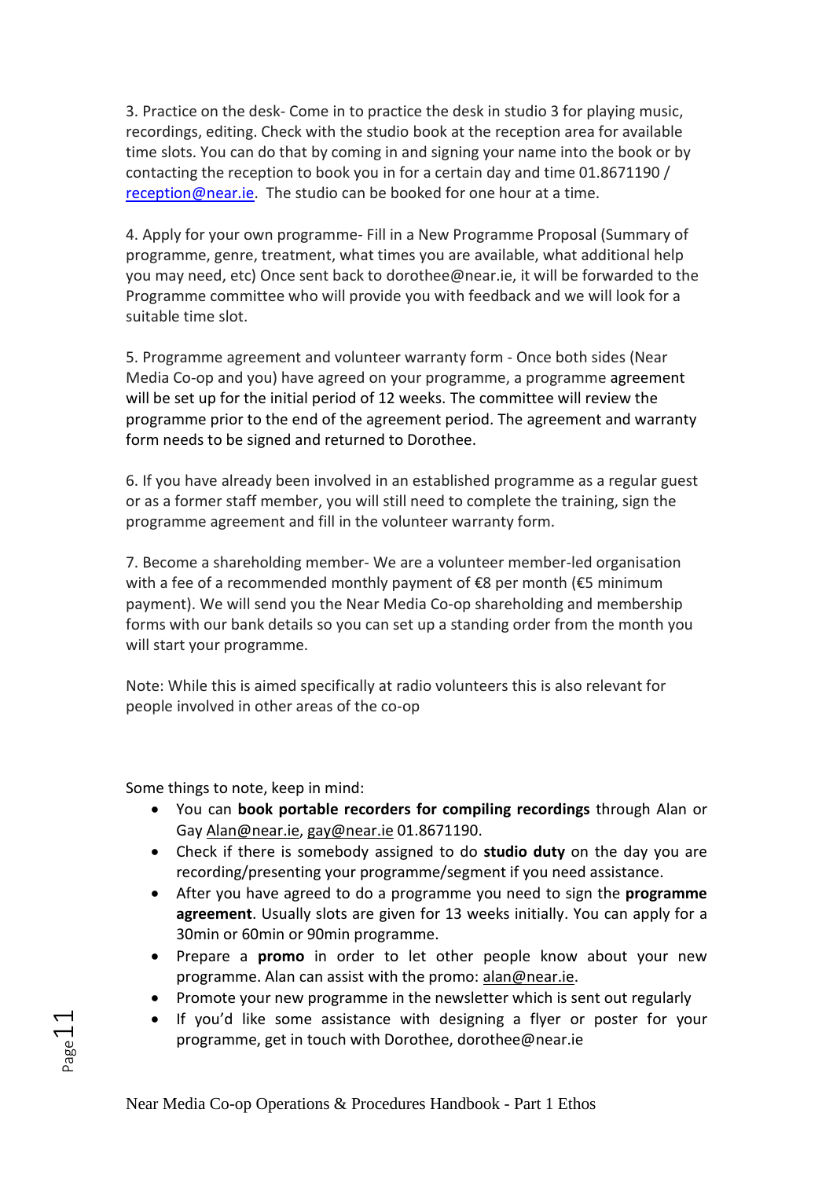3. Practice on the desk- Come in to practice the desk in studio 3 for playing music, recordings, editing. Check with the studio book at the reception area for available time slots. You can do that by coming in and signing your name into the book or by contacting the reception to book you in for a certain day and time 01.8671190 / reception@near.ie. The studio can be booked for one hour at a time.

4. Apply for your own programme- Fill in a New Programme Proposal (Summary of programme, genre, treatment, what times you are available, what additional help you may need, etc) Once sent back to dorothee@near.ie, it will be forwarded to the Programme committee who will provide you with feedback and we will look for a suitable time slot.

5. Programme agreement and volunteer warranty form - Once both sides (Near Media Co-op and you) have agreed on your programme, a programme agreement will be set up for the initial period of 12 weeks. The committee will review the programme prior to the end of the agreement period. The agreement and warranty form needs to be signed and returned to Dorothee.

6. If you have already been involved in an established programme as a regular guest or as a former staff member, you will still need to complete the training, sign the programme agreement and fill in the volunteer warranty form.

7. Become a shareholding member- We are a volunteer member-led organisation with a fee of a recommended monthly payment of €8 per month (€5 minimum payment). We will send you the Near Media Co-op shareholding and membership forms with our bank details so you can set up a standing order from the month you will start your programme.

Note: While this is aimed specifically at radio volunteers this is also relevant for people involved in other areas of the co-op

Some things to note, keep in mind:

- You can **book portable recorders for compiling recordings** through Alan or Gay Alan@near.ie, gay@near.ie 01.8671190.
- Check if there is somebody assigned to do **studio duty** on the day you are recording/presenting your programme/segment if you need assistance.
- After you have agreed to do a programme you need to sign the **programme agreement**. Usually slots are given for 13 weeks initially. You can apply for a 30min or 60min or 90min programme.
- Prepare a **promo** in order to let other people know about your new programme. Alan can assist with the promo: alan@near.ie.
- Promote your new programme in the newsletter which is sent out regularly
- If you'd like some assistance with designing a flyer or poster for your programme, get in touch with Dorothee, dorothee@near.ie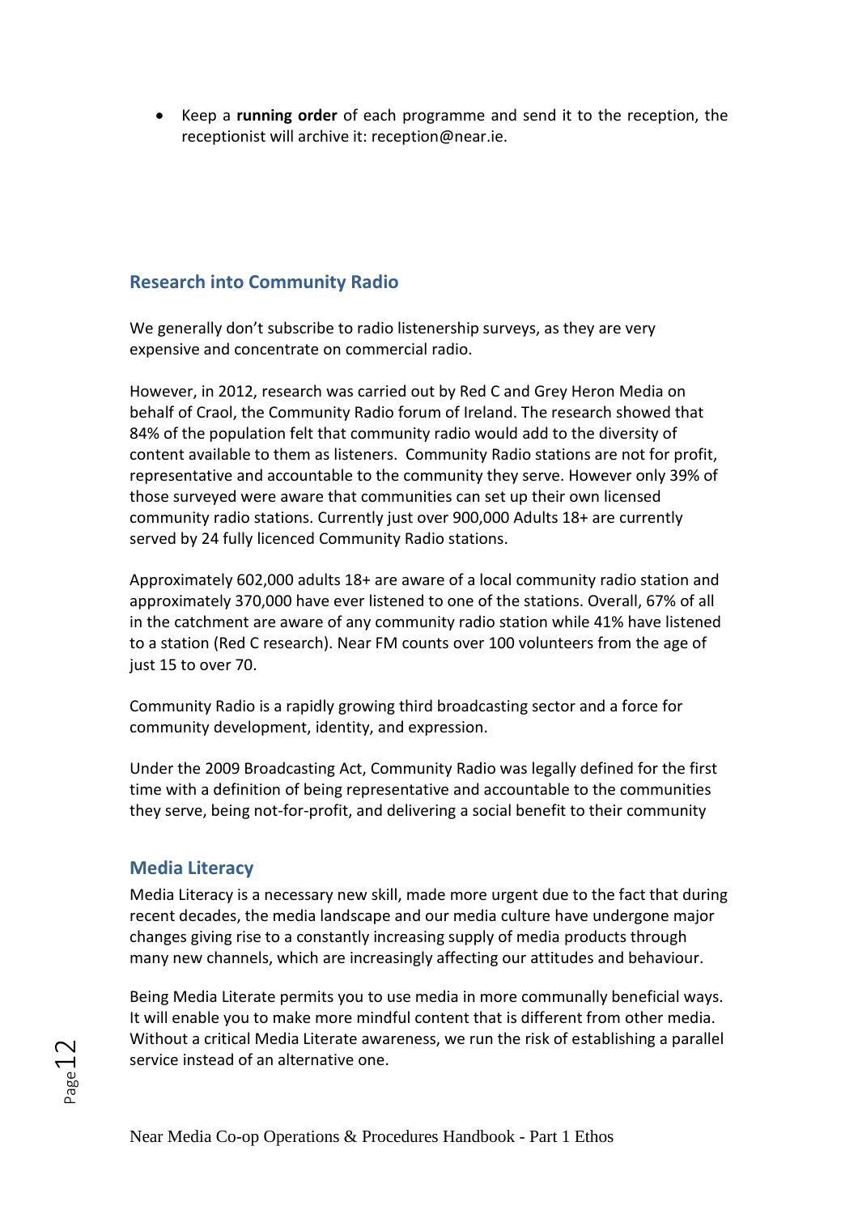- Keep a **running order** of each programme and send it to the reception, the receptionist will archive it: reception@near.ie.

## Research into Community Radio

We generally don't subscribe to radio listenership surveys, as they are very expensive and concentrate on commercial radio.

However, in 2012, research was carried out by Red C and Grey Heron Media on behalf of Craol, the Community Radio forum of Ireland. The research showed that 84% of the population felt that community radio would add to the diversity of content available to them as listeners. Community Radio stations are not for profit, representative and accountable to the community they serve. However only 39% of those surveyed were aware that communities can set up their own licensed community radio stations. Currently just over 900,000 Adults 18+ are currently served by 24 fully licenced Community Radio stations.

Approximately 602,000 adults 18+ are aware of a local community radio station and approximately 370,000 have ever listened to one of the stations. Overall, 67% of all in the catchment are aware of any community radio station while 41% have listened to a station (Red C research). Near FM counts over 100 volunteers from the age of just 15 to over 70.

Community Radio is a rapidly growing third broadcasting sector and a force for community development, identity, and expression.

Under the 2009 Broadcasting Act, Community Radio was legally defined for the first time with a definition of being representative and accountable to the communities they serve, being not-for-profit, and delivering a social benefit to their community

## Media Literacy

Media Literacy is a necessary new skill, made more urgent due to the fact that during recent decades, the media landscape and our media culture have undergone major changes giving rise to a constantly increasing supply of media products through many new channels, which are increasingly affecting our attitudes and behaviour.

Being Media Literate permits you to use media in more communally beneficial ways. It will enable you to make more mindful content that is different from other media. Without a critical Media Literate awareness, we run the risk of establishing a parallel service instead of an alternative one.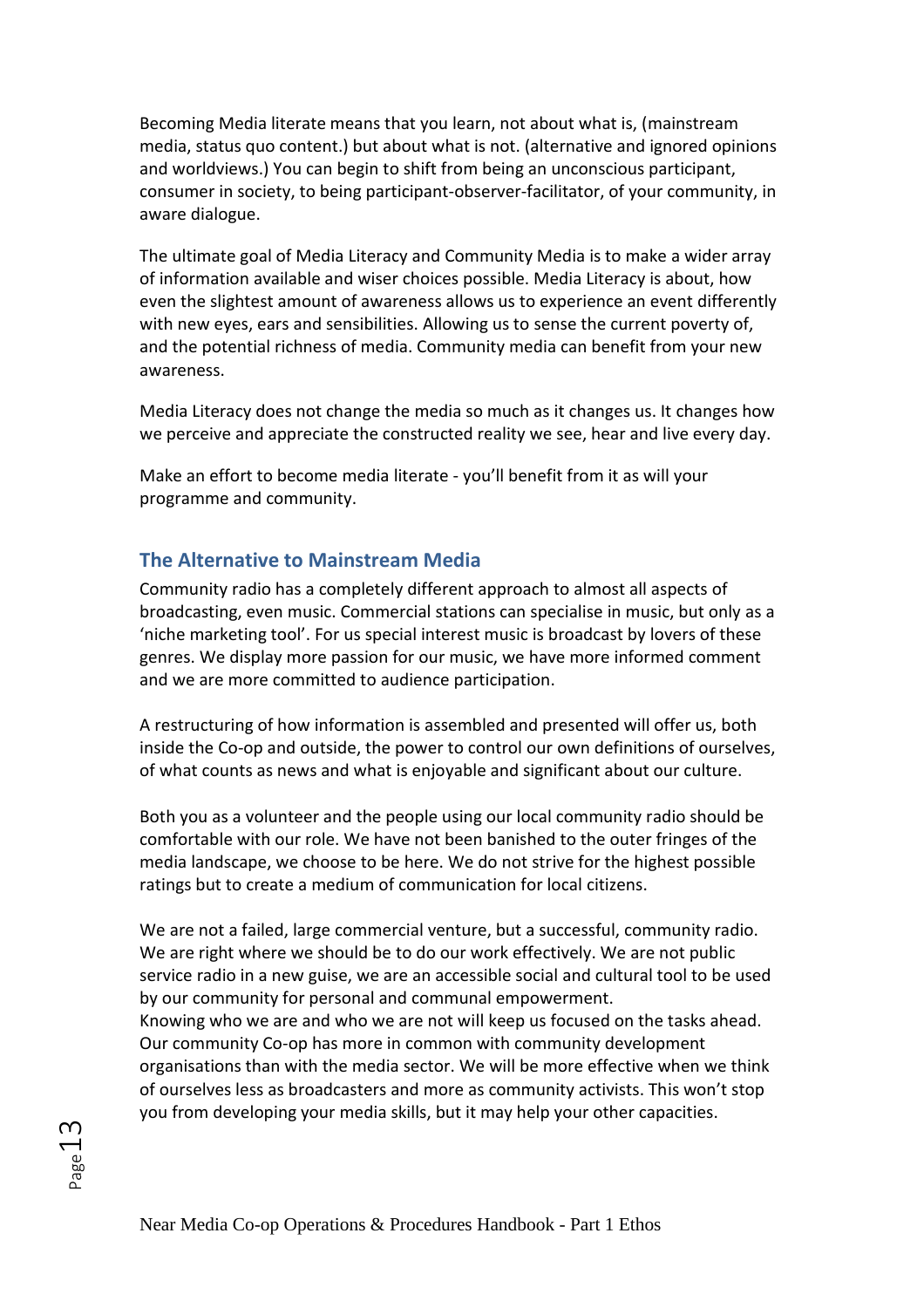Becoming Media literate means that you learn, not about what is, (mainstream media, status quo content.) but about what is not. (alternative and ignored opinions and worldviews.) You can begin to shift from being an unconscious participant, consumer in society, to being participant-observer-facilitator, of your community, in aware dialogue.

The ultimate goal of Media Literacy and Community Media is to make a wider array of information available and wiser choices possible. Media Literacy is about, how even the slightest amount of awareness allows us to experience an event differently with new eyes, ears and sensibilities. Allowing us to sense the current poverty of, and the potential richness of media. Community media can benefit from your new awareness.

Media Literacy does not change the media so much as it changes us. It changes how we perceive and appreciate the constructed reality we see, hear and live every day.

Make an effort to become media literate - you'll benefit from it as will your programme and community.

## The Alternative to Mainstream Media

Community radio has a completely different approach to almost all aspects of broadcasting, even music. Commercial stations can specialise in music, but only as a 'niche marketing tool'. For us special interest music is broadcast by lovers of these genres. We display more passion for our music, we have more informed comment and we are more committed to audience participation.

A restructuring of how information is assembled and presented will offer us, both inside the Co-op and outside, the power to control our own definitions of ourselves, of what counts as news and what is enjoyable and significant about our culture.

Both you as a volunteer and the people using our local community radio should be comfortable with our role. We have not been banished to the outer fringes of the media landscape, we choose to be here. We do not strive for the highest possible ratings but to create a medium of communication for local citizens.

We are not a failed, large commercial venture, but a successful, community radio. We are right where we should be to do our work effectively. We are not public service radio in a new guise, we are an accessible social and cultural tool to be used by our community for personal and communal empowerment.
Knowing who we are and who we are not will keep us focused on the tasks ahead. Our community Co-op has more in common with community development organisations than with the media sector. We will be more effective when we think of ourselves less as broadcasters and more as community activists. This won't stop you from developing your media skills, but it may help your other capacities.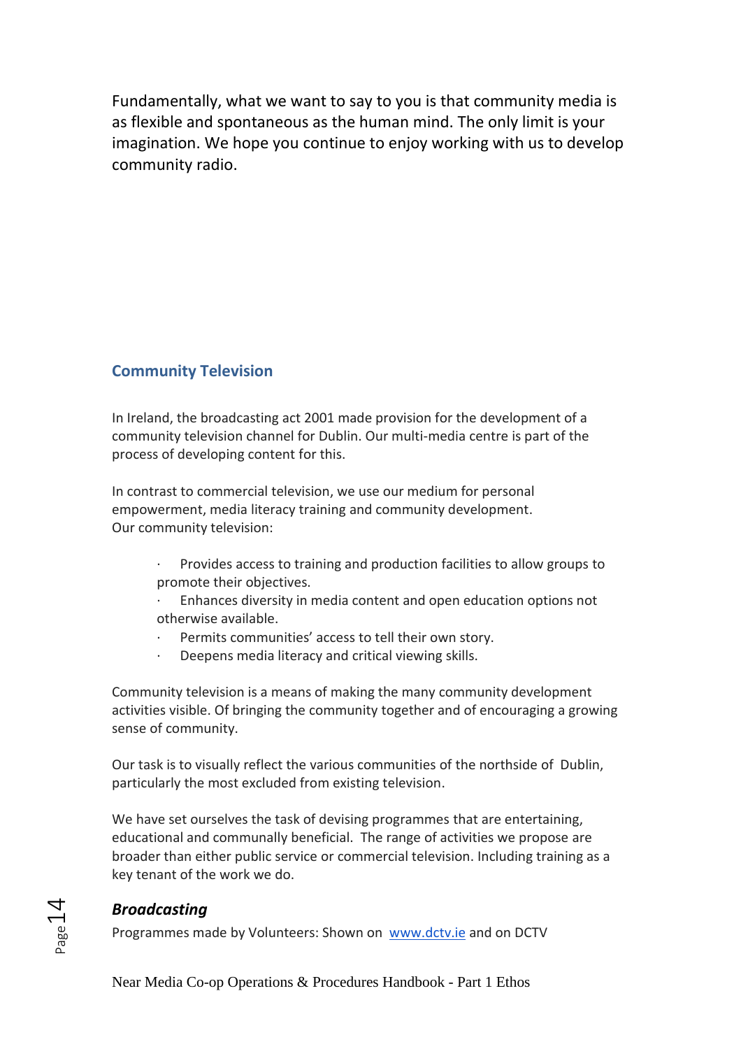Fundamentally, what we want to say to you is that community media is as flexible and spontaneous as the human mind. The only limit is your imagination. We hope you continue to enjoy working with us to develop community radio.

## Community Television

In Ireland, the broadcasting act 2001 made provision for the development of a community television channel for Dublin. Our multi-media centre is part of the process of developing content for this.

In contrast to commercial television, we use our medium for personal empowerment, media literacy training and community development.
Our community television:

- Provides access to training and production facilities to allow groups to promote their objectives.
- Enhances diversity in media content and open education options not otherwise available.
- Permits communities' access to tell their own story.
- Deepens media literacy and critical viewing skills.

Community television is a means of making the many community development activities visible. Of bringing the community together and of encouraging a growing sense of community.

Our task is to visually reflect the various communities of the northside of Dublin, particularly the most excluded from existing television.

We have set ourselves the task of devising programmes that are entertaining, educational and communally beneficial. The range of activities we propose are broader than either public service or commercial television. Including training as a key tenant of the work we do.

### *Broadcasting*

Programmes made by Volunteers: Shown on [www.dctv.ie](http://www.dctv.ie) and on DCTV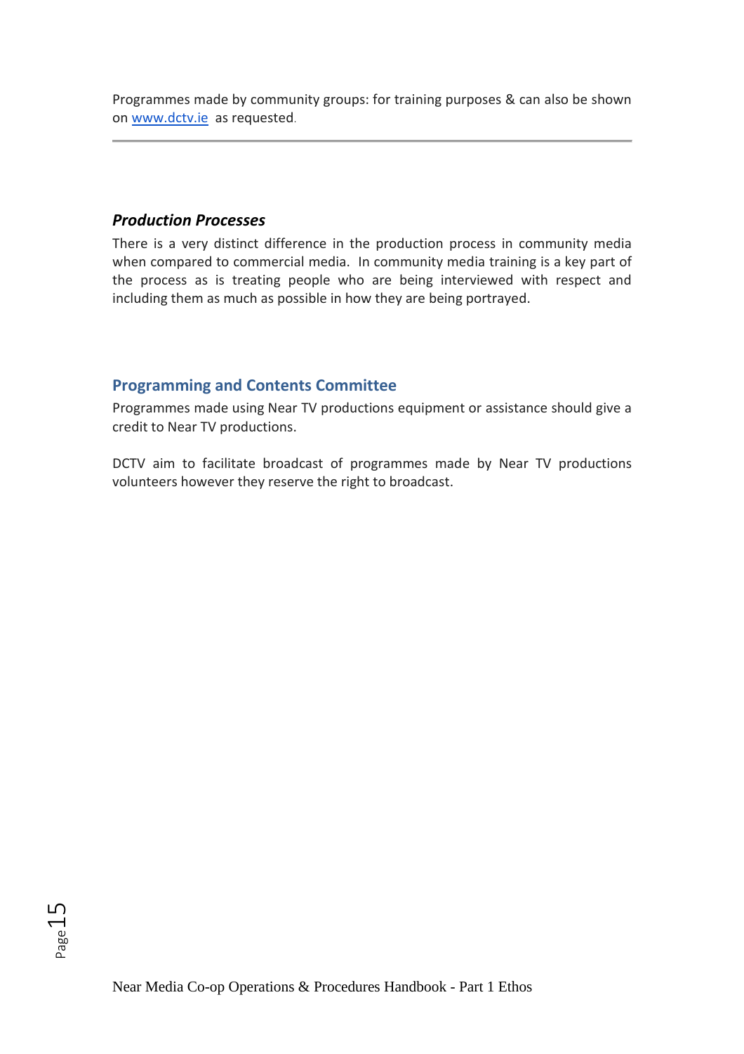Programmes made by community groups: for training purposes & can also be shown on www.dctv.ie as requested.

---

### ***Production Processes***

There is a very distinct difference in the production process in community media when compared to commercial media. In community media training is a key part of the process as is treating people who are being interviewed with respect and including them as much as possible in how they are being portrayed.

## Programming and Contents Committee

Programmes made using Near TV productions equipment or assistance should give a credit to Near TV productions.

DCTV aim to facilitate broadcast of programmes made by Near TV productions volunteers however they reserve the right to broadcast.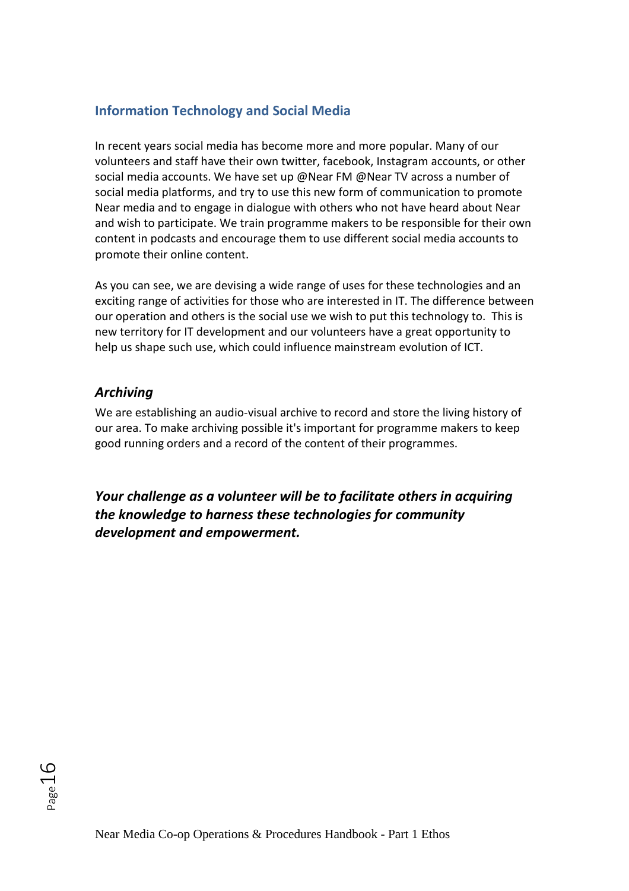## Information Technology and Social Media

In recent years social media has become more and more popular. Many of our volunteers and staff have their own twitter, facebook, Instagram accounts, or other social media accounts. We have set up @Near FM @Near TV across a number of social media platforms, and try to use this new form of communication to promote Near media and to engage in dialogue with others who not have heard about Near and wish to participate. We train programme makers to be responsible for their own content in podcasts and encourage them to use different social media accounts to promote their online content.

As you can see, we are devising a wide range of uses for these technologies and an exciting range of activities for those who are interested in IT. The difference between our operation and others is the social use we wish to put this technology to. This is new territory for IT development and our volunteers have a great opportunity to help us shape such use, which could influence mainstream evolution of ICT.

### *Archiving*

We are establishing an audio-visual archive to record and store the living history of our area. To make archiving possible it's important for programme makers to keep good running orders and a record of the content of their programmes.

***Your challenge as a volunteer will be to facilitate others in acquiring the knowledge to harness these technologies for community development and empowerment.***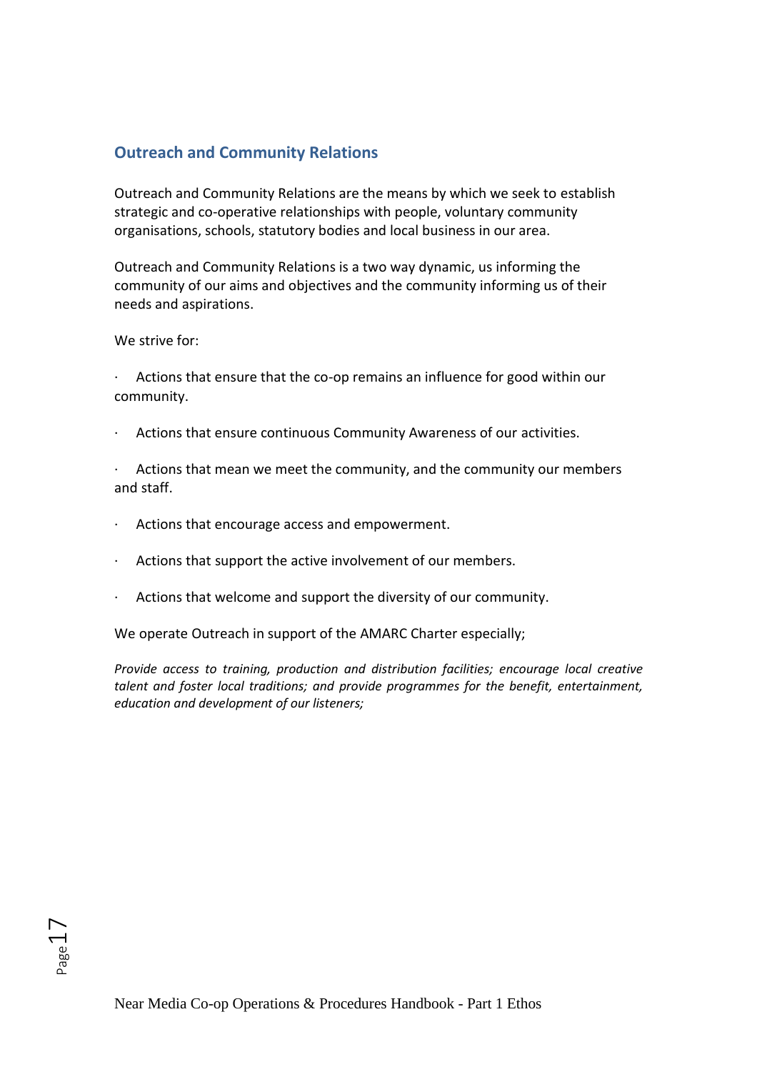## Outreach and Community Relations

Outreach and Community Relations are the means by which we seek to establish strategic and co-operative relationships with people, voluntary community organisations, schools, statutory bodies and local business in our area.

Outreach and Community Relations is a two way dynamic, us informing the community of our aims and objectives and the community informing us of their needs and aspirations.

We strive for:

- Actions that ensure that the co-op remains an influence for good within our community.
- Actions that ensure continuous Community Awareness of our activities.
- Actions that mean we meet the community, and the community our members and staff.
- Actions that encourage access and empowerment.
- Actions that support the active involvement of our members.
- Actions that welcome and support the diversity of our community.

We operate Outreach in support of the AMARC Charter especially;

*Provide access to training, production and distribution facilities; encourage local creative talent and foster local traditions; and provide programmes for the benefit, entertainment, education and development of our listeners;*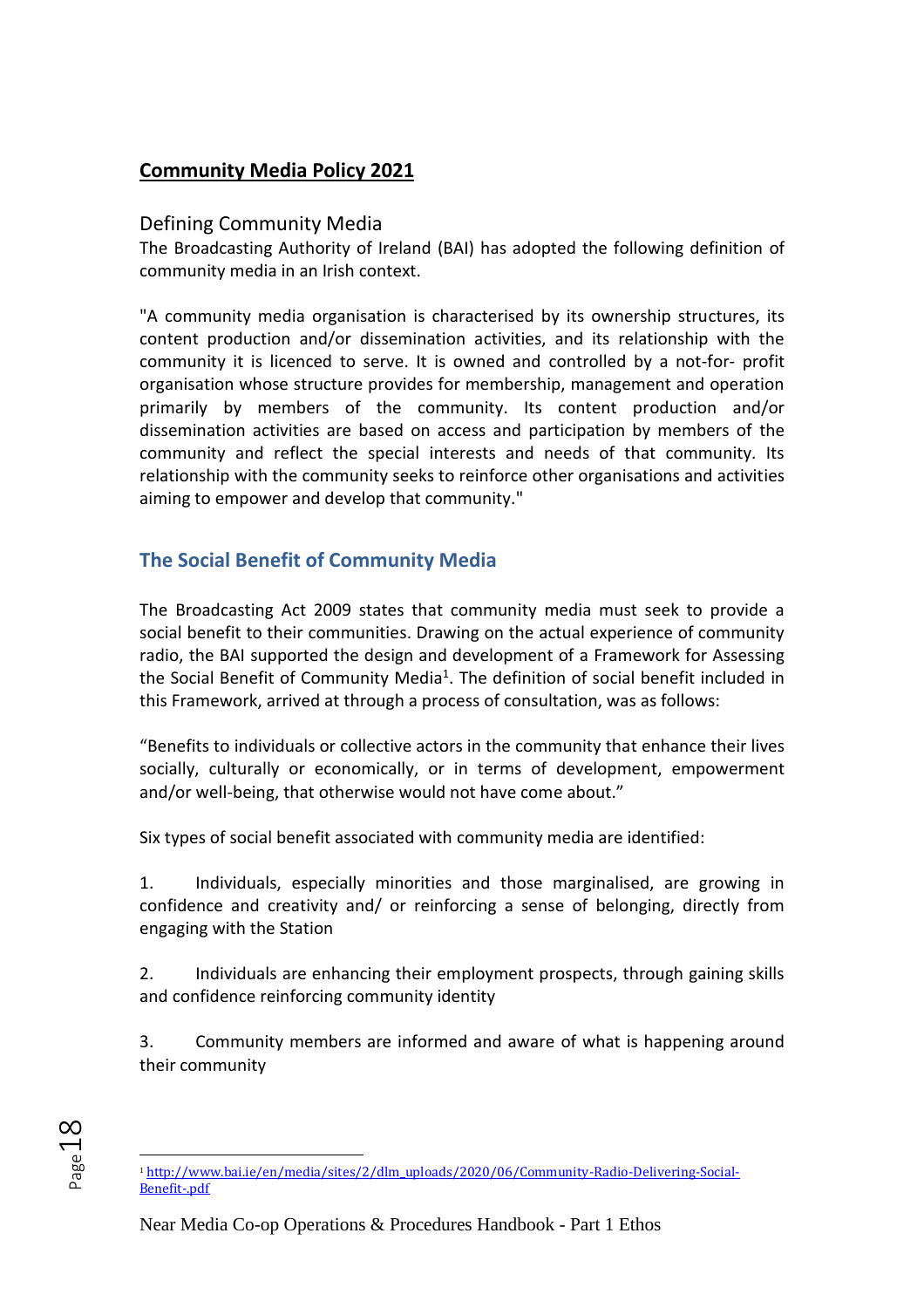## **Community Media Policy 2021**

### Defining Community Media

The Broadcasting Authority of Ireland (BAI) has adopted the following definition of community media in an Irish context.

"A community media organisation is characterised by its ownership structures, its content production and/or dissemination activities, and its relationship with the community it is licenced to serve. It is owned and controlled by a not-for- profit organisation whose structure provides for membership, management and operation primarily by members of the community. Its content production and/or dissemination activities are based on access and participation by members of the community and reflect the special interests and needs of that community. Its relationship with the community seeks to reinforce other organisations and activities aiming to empower and develop that community."

### The Social Benefit of Community Media

The Broadcasting Act 2009 states that community media must seek to provide a social benefit to their communities. Drawing on the actual experience of community radio, the BAI supported the design and development of a Framework for Assessing the Social Benefit of Community Media[1]. The definition of social benefit included in this Framework, arrived at through a process of consultation, was as follows:

“Benefits to individuals or collective actors in the community that enhance their lives socially, culturally or economically, or in terms of development, empowerment and/or well-being, that otherwise would not have come about.”

Six types of social benefit associated with community media are identified:

1. Individuals, especially minorities and those marginalised, are growing in confidence and creativity and/ or reinforcing a sense of belonging, directly from engaging with the Station

2. Individuals are enhancing their employment prospects, through gaining skills and confidence reinforcing community identity

3. Community members are informed and aware of what is happening around their community

[1] http://www.bai.ie/en/media/sites/2/dlm_uploads/2020/06/Community-Radio-Delivering-Social-Benefit-.pdf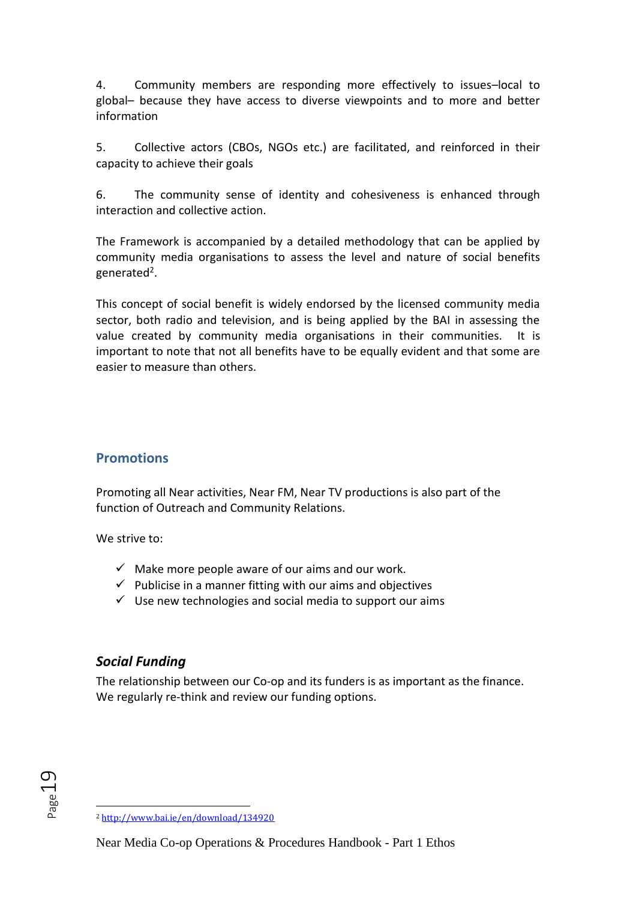4. Community members are responding more effectively to issues–local to global– because they have access to diverse viewpoints and to more and better information

5. Collective actors (CBOs, NGOs etc.) are facilitated, and reinforced in their capacity to achieve their goals

6. The community sense of identity and cohesiveness is enhanced through interaction and collective action.

The Framework is accompanied by a detailed methodology that can be applied by community media organisations to assess the level and nature of social benefits generated[2].

This concept of social benefit is widely endorsed by the licensed community media sector, both radio and television, and is being applied by the BAI in assessing the value created by community media organisations in their communities. It is important to note that not all benefits have to be equally evident and that some are easier to measure than others.

## Promotions

Promoting all Near activities, Near FM, Near TV productions is also part of the function of Outreach and Community Relations.

We strive to:

- ✓ Make more people aware of our aims and our work.
- ✓ Publicise in a manner fitting with our aims and objectives
- ✓ Use new technologies and social media to support our aims

### *Social Funding*

The relationship between our Co-op and its funders is as important as the finance. We regularly re-think and review our funding options.

[2] http://www.bai.ie/en/download/134920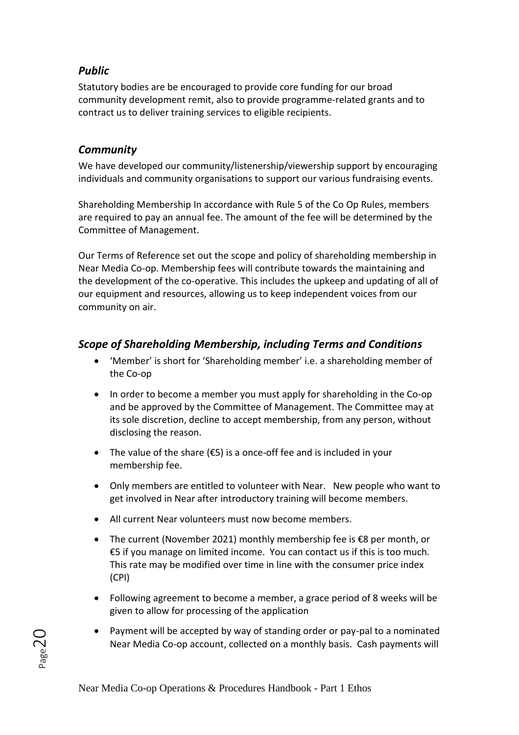### *Public*

Statutory bodies are be encouraged to provide core funding for our broad community development remit, also to provide programme-related grants and to contract us to deliver training services to eligible recipients.

### *Community*

We have developed our community/listenership/viewership support by encouraging individuals and community organisations to support our various fundraising events.

Shareholding Membership In accordance with Rule 5 of the Co Op Rules, members are required to pay an annual fee. The amount of the fee will be determined by the Committee of Management.

Our Terms of Reference set out the scope and policy of shareholding membership in Near Media Co-op. Membership fees will contribute towards the maintaining and the development of the co-operative. This includes the upkeep and updating of all of our equipment and resources, allowing us to keep independent voices from our community on air.

### *Scope of Shareholding Membership, including Terms and Conditions*

- 'Member' is short for 'Shareholding member' i.e. a shareholding member of the Co-op
- In order to become a member you must apply for shareholding in the Co-op and be approved by the Committee of Management. The Committee may at its sole discretion, decline to accept membership, from any person, without disclosing the reason.
- The value of the share (€5) is a once-off fee and is included in your membership fee.
- Only members are entitled to volunteer with Near. New people who want to get involved in Near after introductory training will become members.
- All current Near volunteers must now become members.
- The current (November 2021) monthly membership fee is €8 per month, or €5 if you manage on limited income. You can contact us if this is too much. This rate may be modified over time in line with the consumer price index (CPI)
- Following agreement to become a member, a grace period of 8 weeks will be given to allow for processing of the application
- Payment will be accepted by way of standing order or pay-pal to a nominated Near Media Co-op account, collected on a monthly basis. Cash payments will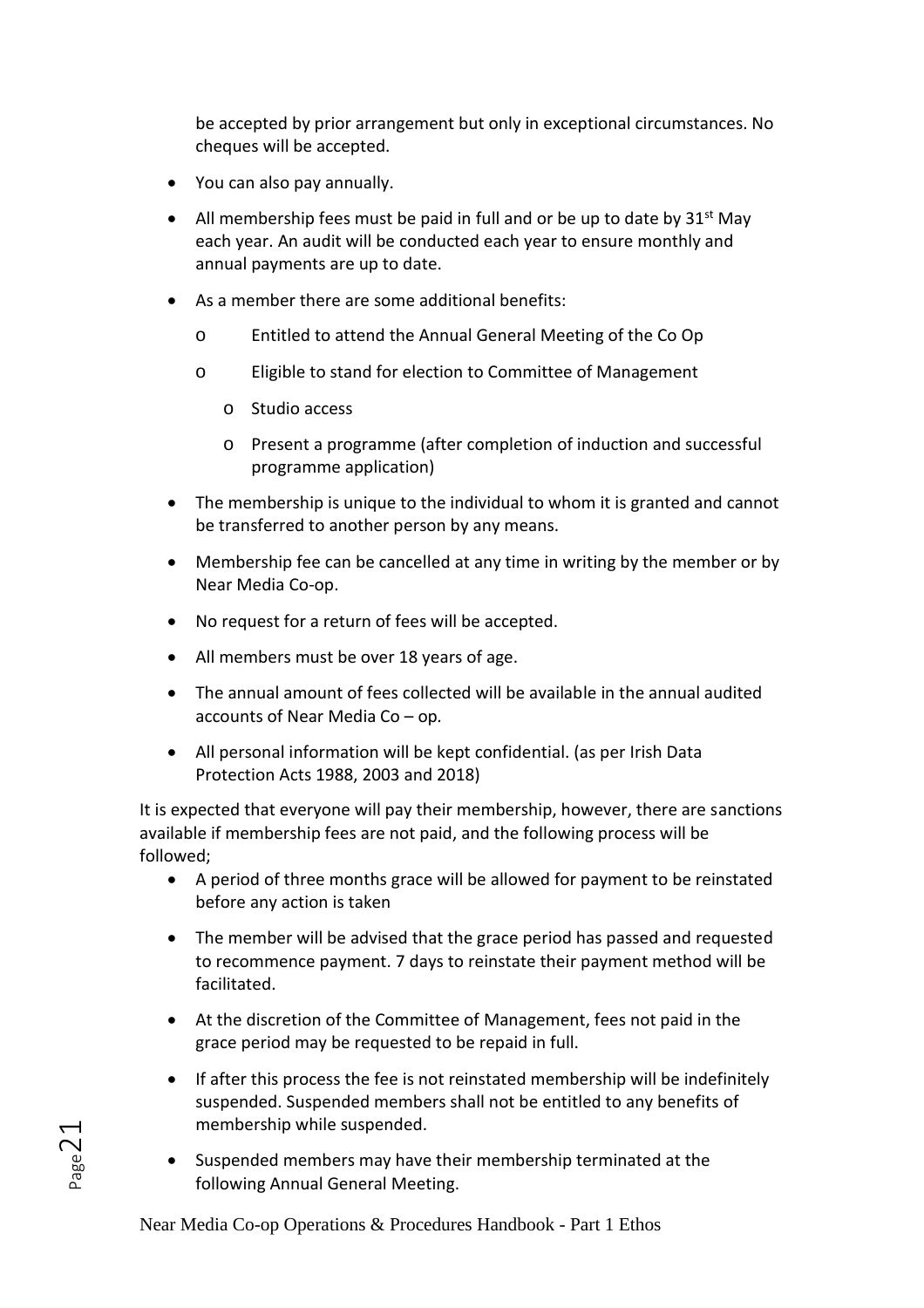be accepted by prior arrangement but only in exceptional circumstances. No cheques will be accepted.

- You can also pay annually.
- All membership fees must be paid in full and or be up to date by 31st May each year. An audit will be conducted each year to ensure monthly and annual payments are up to date.
- As a member there are some additional benefits:
  - Entitled to attend the Annual General Meeting of the Co Op
  - Eligible to stand for election to Committee of Management
  - Studio access
  - Present a programme (after completion of induction and successful programme application)
- The membership is unique to the individual to whom it is granted and cannot be transferred to another person by any means.
- Membership fee can be cancelled at any time in writing by the member or by Near Media Co-op.
- No request for a return of fees will be accepted.
- All members must be over 18 years of age.
- The annual amount of fees collected will be available in the annual audited accounts of Near Media Co – op.
- All personal information will be kept confidential. (as per Irish Data Protection Acts 1988, 2003 and 2018)

It is expected that everyone will pay their membership, however, there are sanctions available if membership fees are not paid, and the following process will be followed;

- A period of three months grace will be allowed for payment to be reinstated before any action is taken
- The member will be advised that the grace period has passed and requested to recommence payment. 7 days to reinstate their payment method will be facilitated.
- At the discretion of the Committee of Management, fees not paid in the grace period may be requested to be repaid in full.
- If after this process the fee is not reinstated membership will be indefinitely suspended. Suspended members shall not be entitled to any benefits of membership while suspended.
- Suspended members may have their membership terminated at the following Annual General Meeting.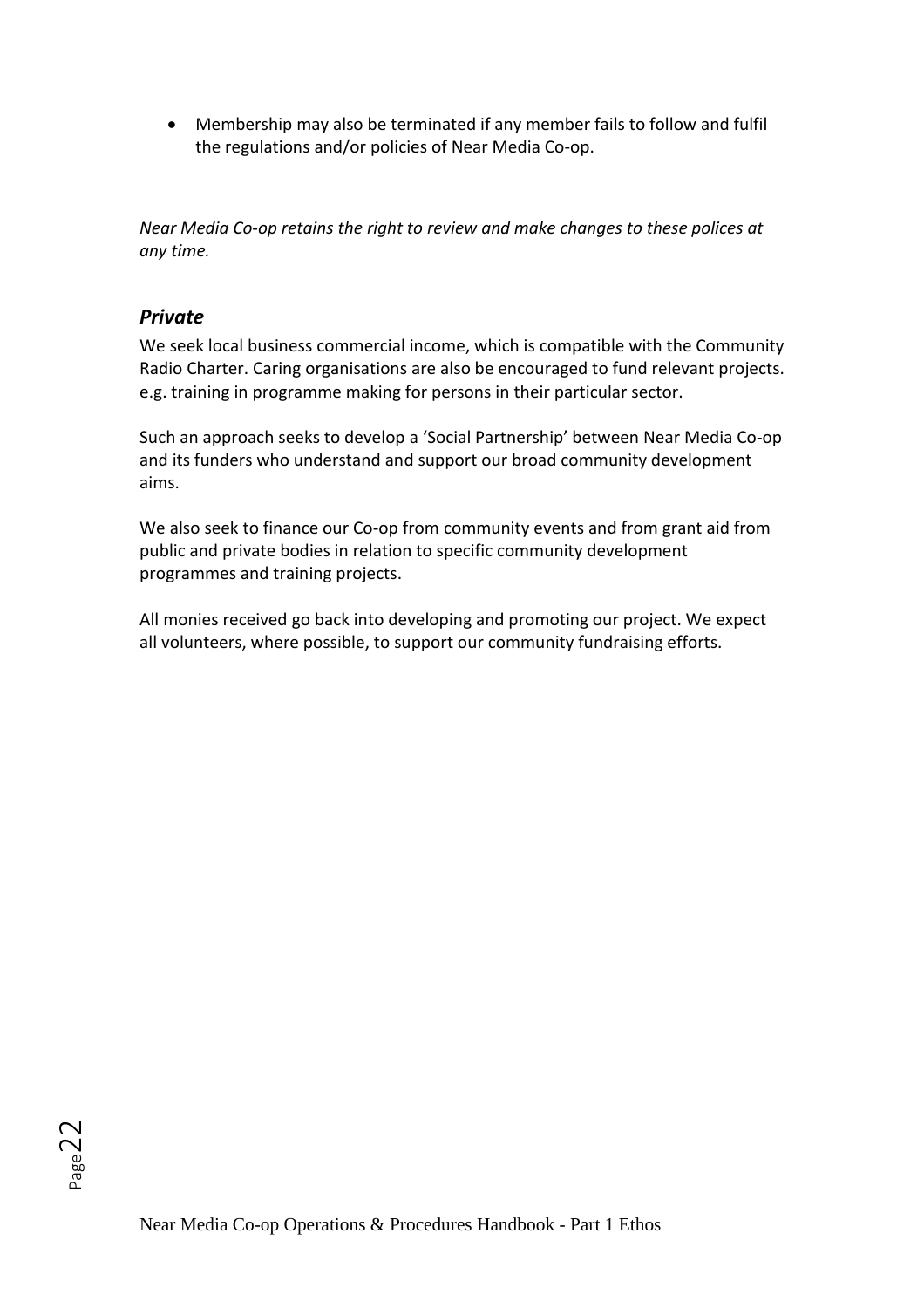- Membership may also be terminated if any member fails to follow and fulfil the regulations and/or policies of Near Media Co-op.

*Near Media Co-op retains the right to review and make changes to these polices at any time.*

### *Private*

We seek local business commercial income, which is compatible with the Community Radio Charter. Caring organisations are also be encouraged to fund relevant projects. e.g. training in programme making for persons in their particular sector.

Such an approach seeks to develop a 'Social Partnership' between Near Media Co-op and its funders who understand and support our broad community development aims.

We also seek to finance our Co-op from community events and from grant aid from public and private bodies in relation to specific community development programmes and training projects.

All monies received go back into developing and promoting our project. We expect all volunteers, where possible, to support our community fundraising efforts.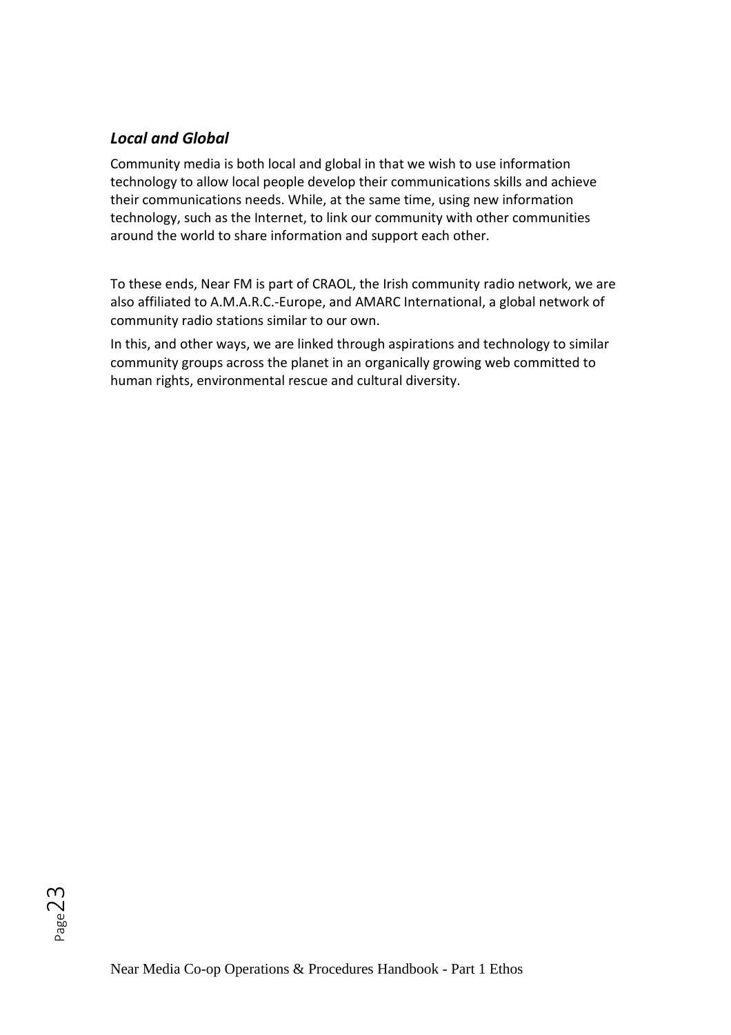### *Local and Global*

Community media is both local and global in that we wish to use information technology to allow local people develop their communications skills and achieve their communications needs. While, at the same time, using new information technology, such as the Internet, to link our community with other communities around the world to share information and support each other.

To these ends, Near FM is part of CRAOL, the Irish community radio network, we are also affiliated to A.M.A.R.C.-Europe, and AMARC International, a global network of community radio stations similar to our own.

In this, and other ways, we are linked through aspirations and technology to similar community groups across the planet in an organically growing web committed to human rights, environmental rescue and cultural diversity.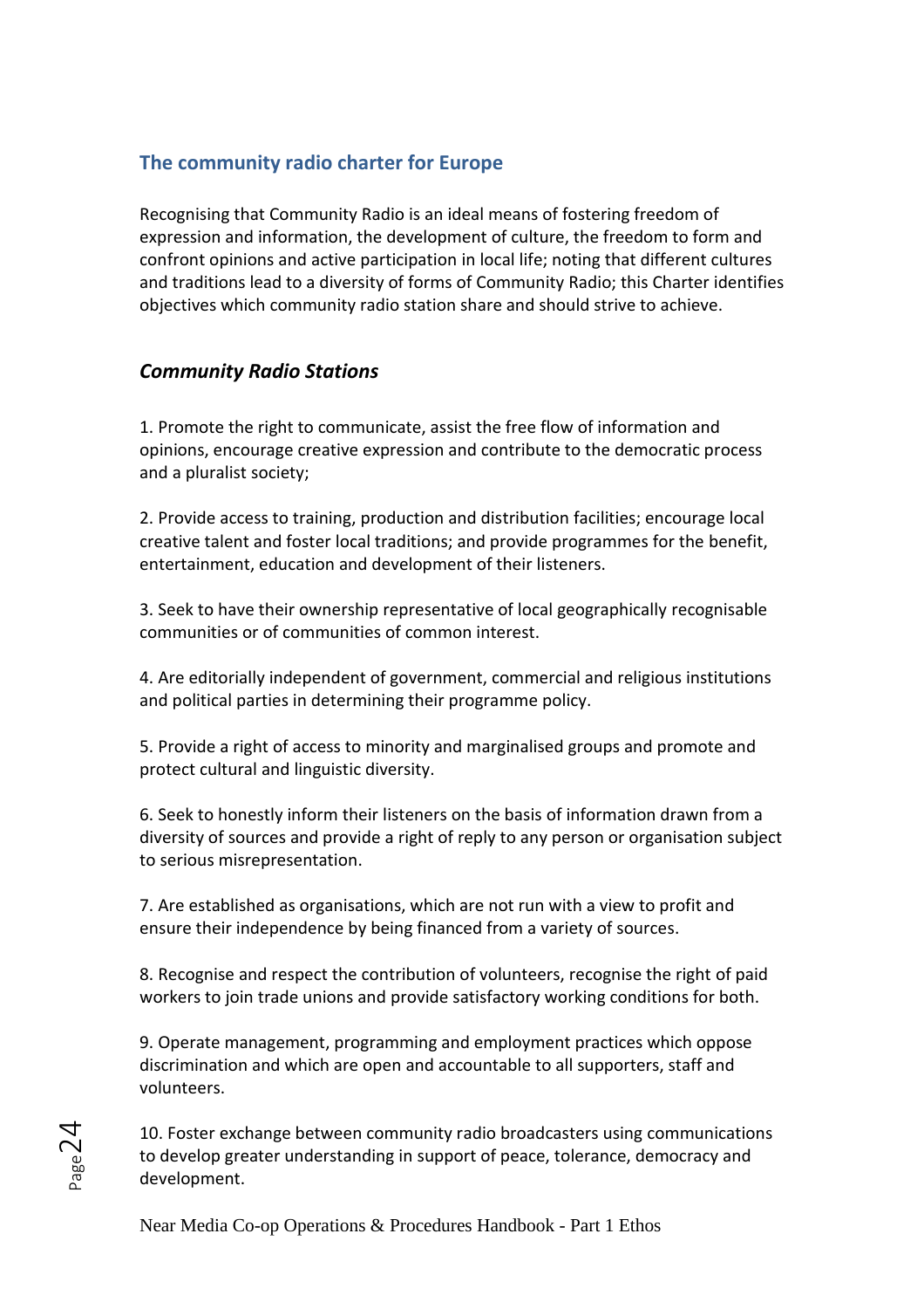## The community radio charter for Europe

Recognising that Community Radio is an ideal means of fostering freedom of expression and information, the development of culture, the freedom to form and confront opinions and active participation in local life; noting that different cultures and traditions lead to a diversity of forms of Community Radio; this Charter identifies objectives which community radio station share and should strive to achieve.

### *Community Radio Stations*

1. Promote the right to communicate, assist the free flow of information and opinions, encourage creative expression and contribute to the democratic process and a pluralist society;

2. Provide access to training, production and distribution facilities; encourage local creative talent and foster local traditions; and provide programmes for the benefit, entertainment, education and development of their listeners.

3. Seek to have their ownership representative of local geographically recognisable communities or of communities of common interest.

4. Are editorially independent of government, commercial and religious institutions and political parties in determining their programme policy.

5. Provide a right of access to minority and marginalised groups and promote and protect cultural and linguistic diversity.

6. Seek to honestly inform their listeners on the basis of information drawn from a diversity of sources and provide a right of reply to any person or organisation subject to serious misrepresentation.

7. Are established as organisations, which are not run with a view to profit and ensure their independence by being financed from a variety of sources.

8. Recognise and respect the contribution of volunteers, recognise the right of paid workers to join trade unions and provide satisfactory working conditions for both.

9. Operate management, programming and employment practices which oppose discrimination and which are open and accountable to all supporters, staff and volunteers.

10. Foster exchange between community radio broadcasters using communications to develop greater understanding in support of peace, tolerance, democracy and development.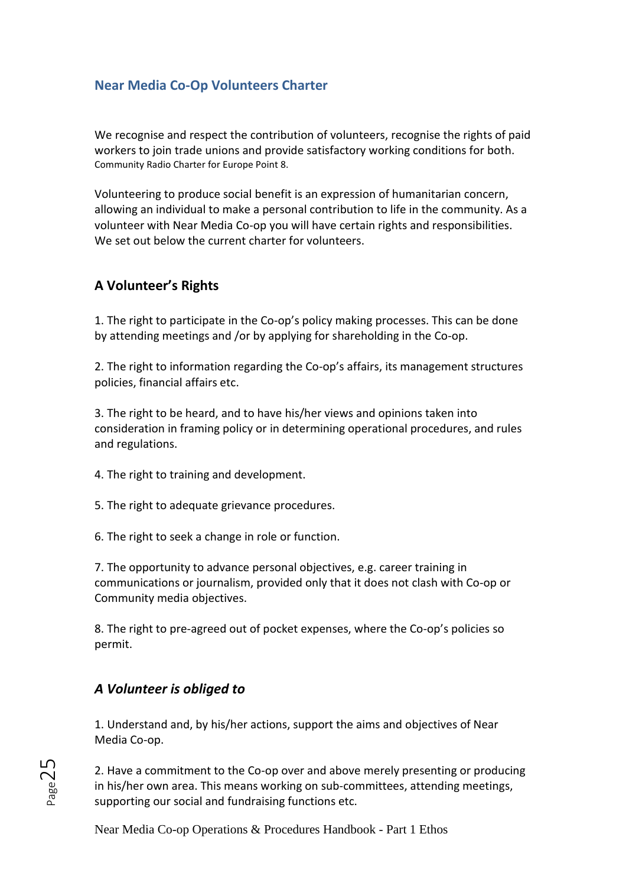## Near Media Co-Op Volunteers Charter

We recognise and respect the contribution of volunteers, recognise the rights of paid workers to join trade unions and provide satisfactory working conditions for both. Community Radio Charter for Europe Point 8.

Volunteering to produce social benefit is an expression of humanitarian concern, allowing an individual to make a personal contribution to life in the community. As a volunteer with Near Media Co-op you will have certain rights and responsibilities. We set out below the current charter for volunteers.

### A Volunteer's Rights

1. The right to participate in the Co-op's policy making processes. This can be done by attending meetings and /or by applying for shareholding in the Co-op.

2. The right to information regarding the Co-op's affairs, its management structures policies, financial affairs etc.

3. The right to be heard, and to have his/her views and opinions taken into consideration in framing policy or in determining operational procedures, and rules and regulations.

4. The right to training and development.

5. The right to adequate grievance procedures.

6. The right to seek a change in role or function.

7. The opportunity to advance personal objectives, e.g. career training in communications or journalism, provided only that it does not clash with Co-op or Community media objectives.

8. The right to pre-agreed out of pocket expenses, where the Co-op's policies so permit.

### *A Volunteer is obliged to*

1. Understand and, by his/her actions, support the aims and objectives of Near Media Co-op.

2. Have a commitment to the Co-op over and above merely presenting or producing in his/her own area. This means working on sub-committees, attending meetings, supporting our social and fundraising functions etc.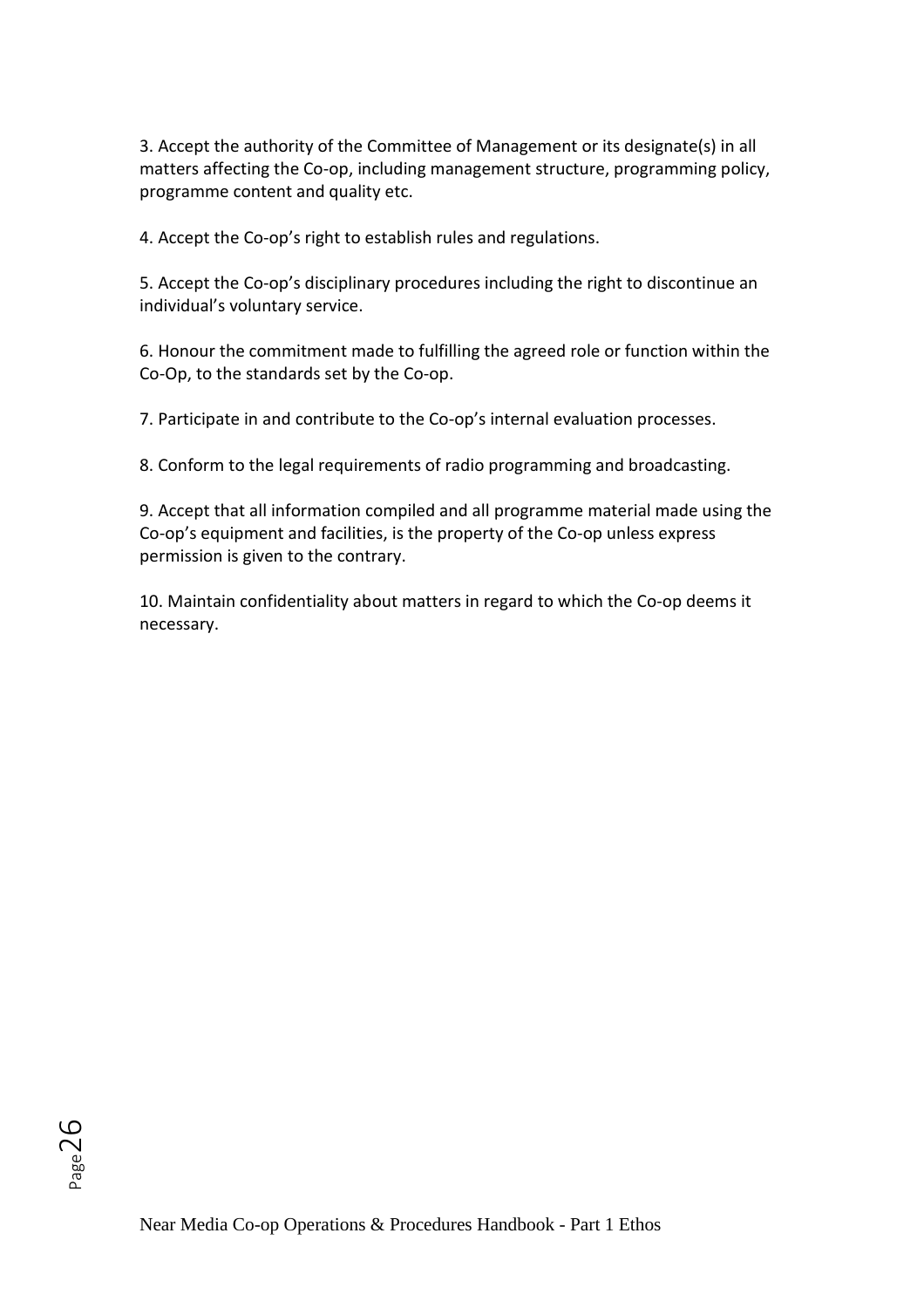3. Accept the authority of the Committee of Management or its designate(s) in all matters affecting the Co-op, including management structure, programming policy, programme content and quality etc.

4. Accept the Co-op's right to establish rules and regulations.

5. Accept the Co-op's disciplinary procedures including the right to discontinue an individual's voluntary service.

6. Honour the commitment made to fulfilling the agreed role or function within the Co-Op, to the standards set by the Co-op.

7. Participate in and contribute to the Co-op's internal evaluation processes.

8. Conform to the legal requirements of radio programming and broadcasting.

9. Accept that all information compiled and all programme material made using the Co-op's equipment and facilities, is the property of the Co-op unless express permission is given to the contrary.

10. Maintain confidentiality about matters in regard to which the Co-op deems it necessary.